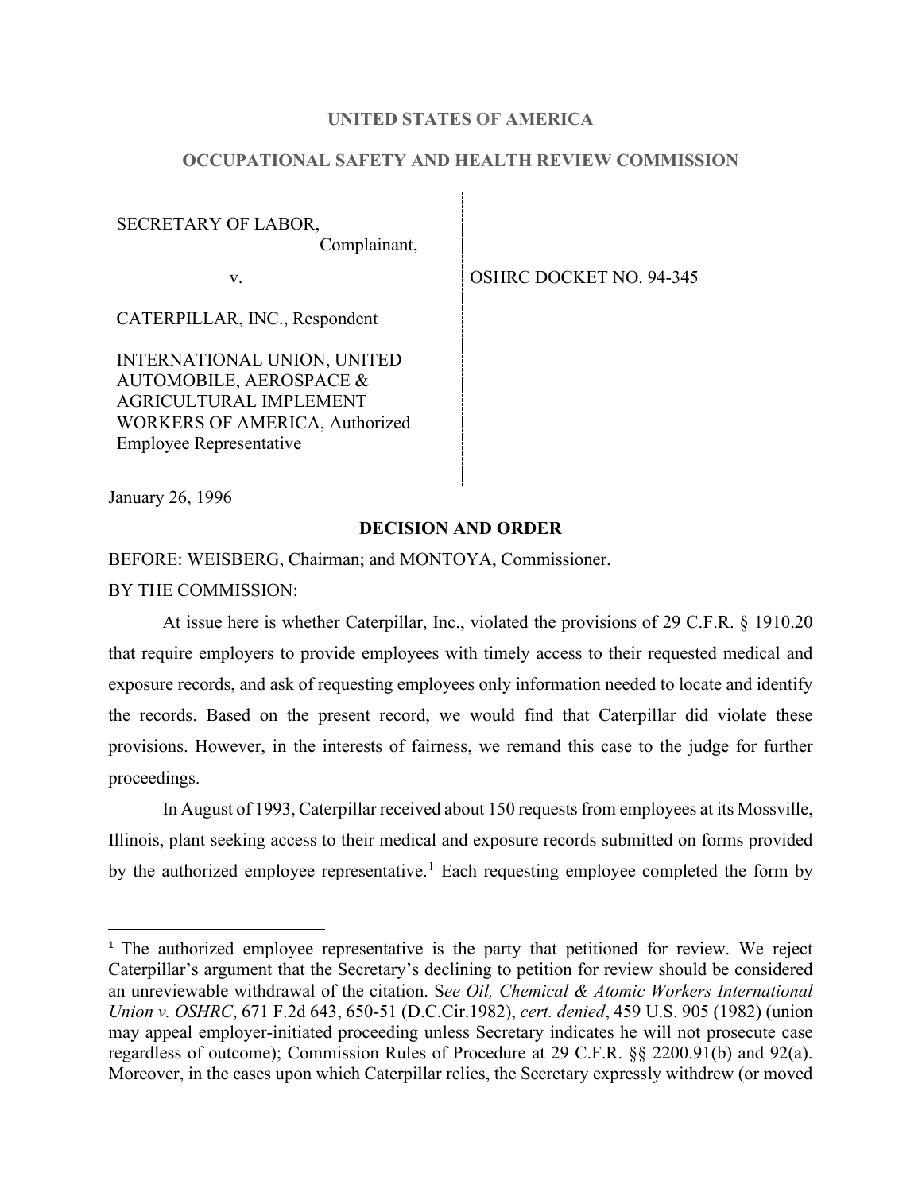**UNITED STATES OF AMERICA**

**OCCUPATIONAL SAFETY AND HEALTH REVIEW COMMISSION**

| | |
|---|---|
| SECRETARY OF LABOR, Complainant, v. CATERPILLAR, INC., Respondent INTERNATIONAL UNION, UNITED AUTOMOBILE, AEROSPACE & AGRICULTURAL IMPLEMENT WORKERS OF AMERICA, Authorized Employee Representative | OSHRC DOCKET NO. 94-345 |

January 26, 1996

**DECISION AND ORDER**

BEFORE: WEISBERG, Chairman; and MONTOYA, Commissioner.

BY THE COMMISSION:

At issue here is whether Caterpillar, Inc., violated the provisions of 29 C.F.R. § 1910.20 that require employers to provide employees with timely access to their requested medical and exposure records, and ask of requesting employees only information needed to locate and identify the records. Based on the present record, we would find that Caterpillar did violate these provisions. However, in the interests of fairness, we remand this case to the judge for further proceedings.

In August of 1993, Caterpillar received about 150 requests from employees at its Mossville, Illinois, plant seeking access to their medical and exposure records submitted on forms provided by the authorized employee representative.[1] Each requesting employee completed the form by

[1] The authorized employee representative is the party that petitioned for review. We reject Caterpillar's argument that the Secretary's declining to petition for review should be considered an unreviewable withdrawal of the citation. S*ee Oil, Chemical & Atomic Workers International Union v. OSHRC*, 671 F.2d 643, 650-51 (D.C.Cir.1982), *cert. denied*, 459 U.S. 905 (1982) (union may appeal employer-initiated proceeding unless Secretary indicates he will not prosecute case regardless of outcome); Commission Rules of Procedure at 29 C.F.R. §§ 2200.91(b) and 92(a). Moreover, in the cases upon which Caterpillar relies, the Secretary expressly withdrew (or moved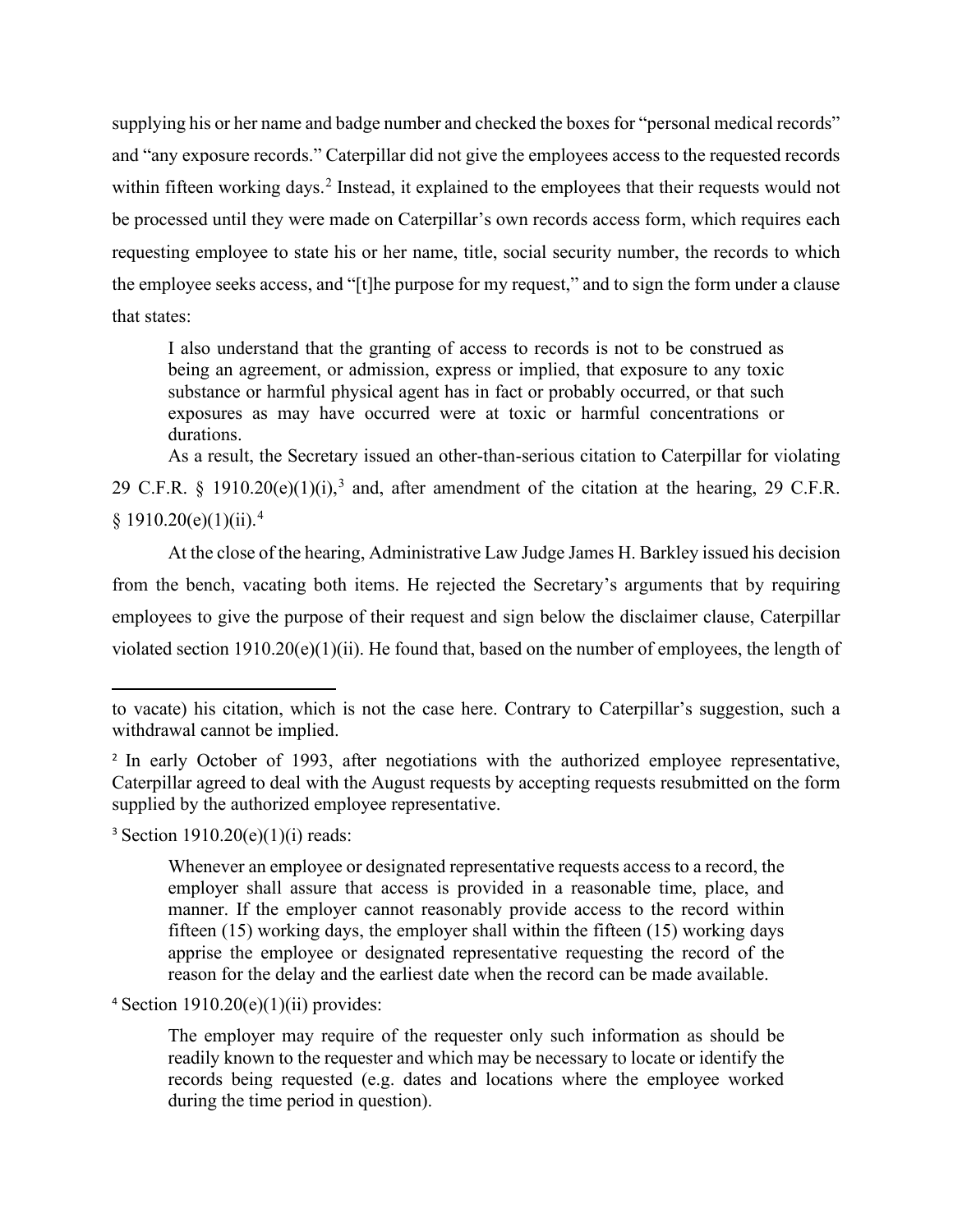supplying his or her name and badge number and checked the boxes for "personal medical records" and "any exposure records." Caterpillar did not give the employees access to the requested records within fifteen working days.[2] Instead, it explained to the employees that their requests would not be processed until they were made on Caterpillar's own records access form, which requires each requesting employee to state his or her name, title, social security number, the records to which the employee seeks access, and "[t]he purpose for my request," and to sign the form under a clause that states:

> I also understand that the granting of access to records is not to be construed as being an agreement, or admission, express or implied, that exposure to any toxic substance or harmful physical agent has in fact or probably occurred, or that such exposures as may have occurred were at toxic or harmful concentrations or durations.

As a result, the Secretary issued an other-than-serious citation to Caterpillar for violating 29 C.F.R. § 1910.20(e)(1)(i),[3] and, after amendment of the citation at the hearing, 29 C.F.R. § 1910.20(e)(1)(ii).[4]

At the close of the hearing, Administrative Law Judge James H. Barkley issued his decision from the bench, vacating both items. He rejected the Secretary's arguments that by requiring employees to give the purpose of their request and sign below the disclaimer clause, Caterpillar violated section 1910.20(e)(1)(ii). He found that, based on the number of employees, the length of

---

to vacate) his citation, which is not the case here. Contrary to Caterpillar's suggestion, such a withdrawal cannot be implied.

[2] In early October of 1993, after negotiations with the authorized employee representative, Caterpillar agreed to deal with the August requests by accepting requests resubmitted on the form supplied by the authorized employee representative.

[3] Section 1910.20(e)(1)(i) reads:

> Whenever an employee or designated representative requests access to a record, the employer shall assure that access is provided in a reasonable time, place, and manner. If the employer cannot reasonably provide access to the record within fifteen (15) working days, the employer shall within the fifteen (15) working days apprise the employee or designated representative requesting the record of the reason for the delay and the earliest date when the record can be made available.

[4] Section 1910.20(e)(1)(ii) provides:

> The employer may require of the requester only such information as should be readily known to the requester and which may be necessary to locate or identify the records being requested (e.g. dates and locations where the employee worked during the time period in question).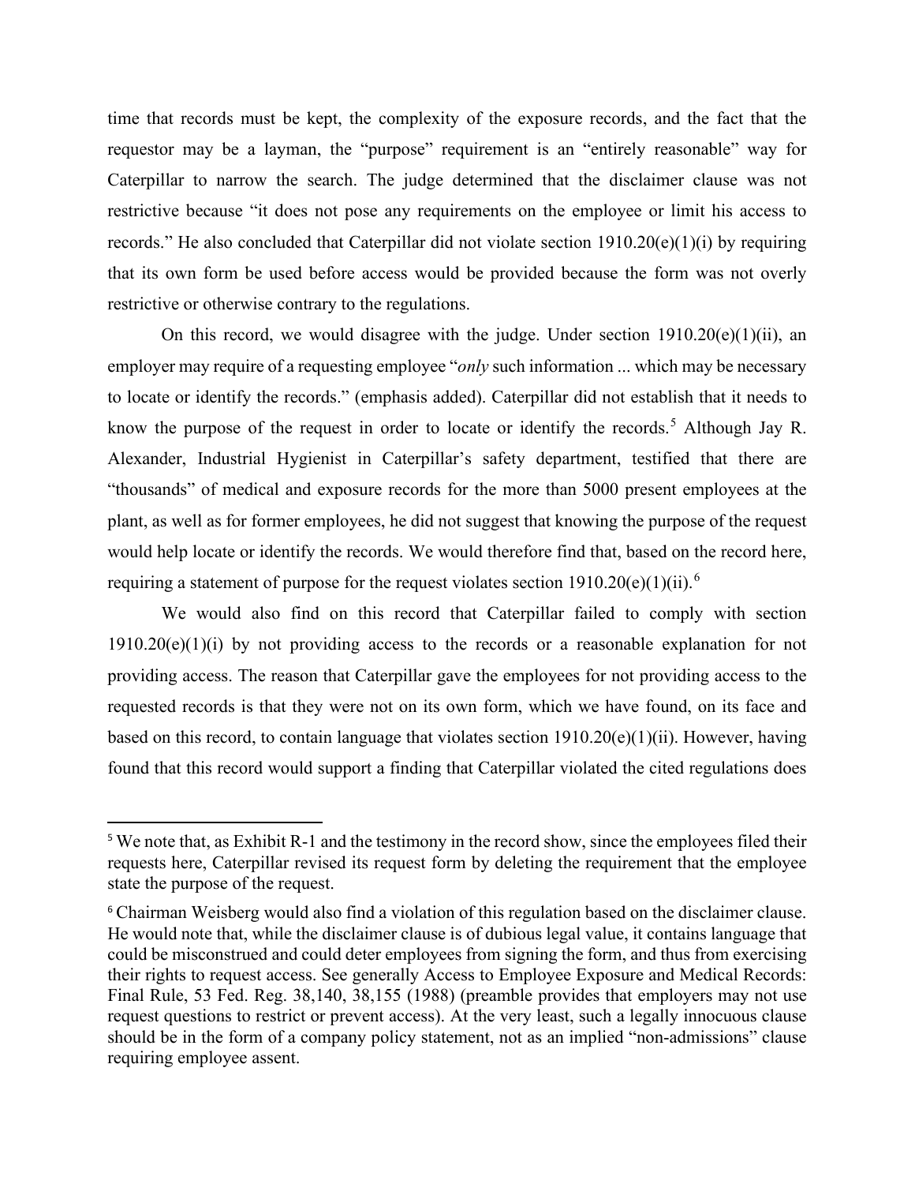time that records must be kept, the complexity of the exposure records, and the fact that the requestor may be a layman, the "purpose" requirement is an "entirely reasonable" way for Caterpillar to narrow the search. The judge determined that the disclaimer clause was not restrictive because "it does not pose any requirements on the employee or limit his access to records." He also concluded that Caterpillar did not violate section 1910.20(e)(1)(i) by requiring that its own form be used before access would be provided because the form was not overly restrictive or otherwise contrary to the regulations.

On this record, we would disagree with the judge. Under section 1910.20(e)(1)(ii), an employer may require of a requesting employee "*only* such information ... which may be necessary to locate or identify the records." (emphasis added). Caterpillar did not establish that it needs to know the purpose of the request in order to locate or identify the records.[5] Although Jay R. Alexander, Industrial Hygienist in Caterpillar's safety department, testified that there are "thousands" of medical and exposure records for the more than 5000 present employees at the plant, as well as for former employees, he did not suggest that knowing the purpose of the request would help locate or identify the records. We would therefore find that, based on the record here, requiring a statement of purpose for the request violates section 1910.20(e)(1)(ii).[6]

We would also find on this record that Caterpillar failed to comply with section 1910.20(e)(1)(i) by not providing access to the records or a reasonable explanation for not providing access. The reason that Caterpillar gave the employees for not providing access to the requested records is that they were not on its own form, which we have found, on its face and based on this record, to contain language that violates section 1910.20(e)(1)(ii). However, having found that this record would support a finding that Caterpillar violated the cited regulations does

---

[5] We note that, as Exhibit R-1 and the testimony in the record show, since the employees filed their requests here, Caterpillar revised its request form by deleting the requirement that the employee state the purpose of the request.

[6] Chairman Weisberg would also find a violation of this regulation based on the disclaimer clause. He would note that, while the disclaimer clause is of dubious legal value, it contains language that could be misconstrued and could deter employees from signing the form, and thus from exercising their rights to request access. See generally Access to Employee Exposure and Medical Records: Final Rule, 53 Fed. Reg. 38,140, 38,155 (1988) (preamble provides that employers may not use request questions to restrict or prevent access). At the very least, such a legally innocuous clause should be in the form of a company policy statement, not as an implied "non-admissions" clause requiring employee assent.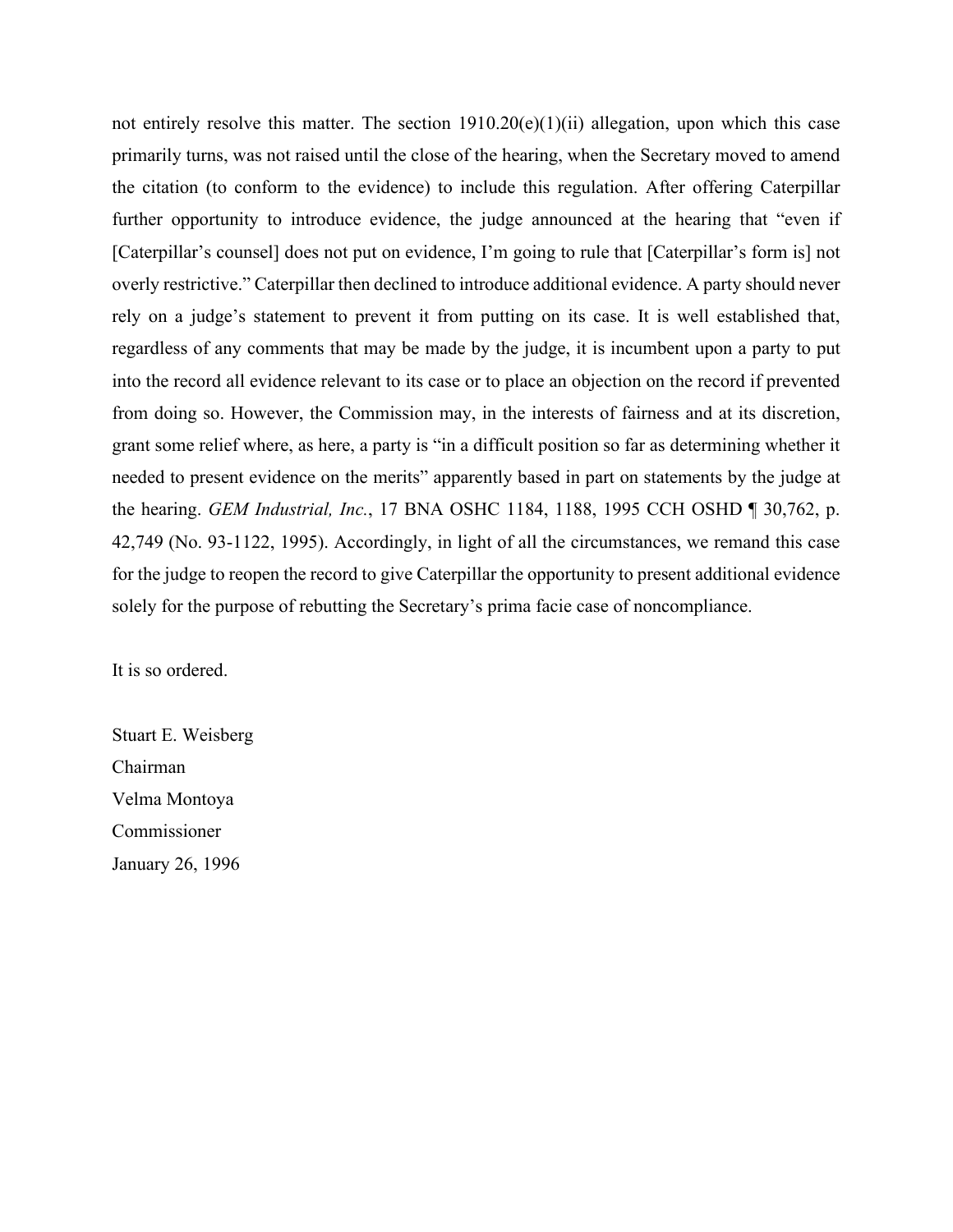not entirely resolve this matter. The section 1910.20(e)(1)(ii) allegation, upon which this case primarily turns, was not raised until the close of the hearing, when the Secretary moved to amend the citation (to conform to the evidence) to include this regulation. After offering Caterpillar further opportunity to introduce evidence, the judge announced at the hearing that "even if [Caterpillar's counsel] does not put on evidence, I'm going to rule that [Caterpillar's form is] not overly restrictive." Caterpillar then declined to introduce additional evidence. A party should never rely on a judge's statement to prevent it from putting on its case. It is well established that, regardless of any comments that may be made by the judge, it is incumbent upon a party to put into the record all evidence relevant to its case or to place an objection on the record if prevented from doing so. However, the Commission may, in the interests of fairness and at its discretion, grant some relief where, as here, a party is "in a difficult position so far as determining whether it needed to present evidence on the merits" apparently based in part on statements by the judge at the hearing. *GEM Industrial, Inc.*, 17 BNA OSHC 1184, 1188, 1995 CCH OSHD ¶ 30,762, p. 42,749 (No. 93-1122, 1995). Accordingly, in light of all the circumstances, we remand this case for the judge to reopen the record to give Caterpillar the opportunity to present additional evidence solely for the purpose of rebutting the Secretary's prima facie case of noncompliance.

It is so ordered.

Stuart E. Weisberg
Chairman
Velma Montoya
Commissioner
January 26, 1996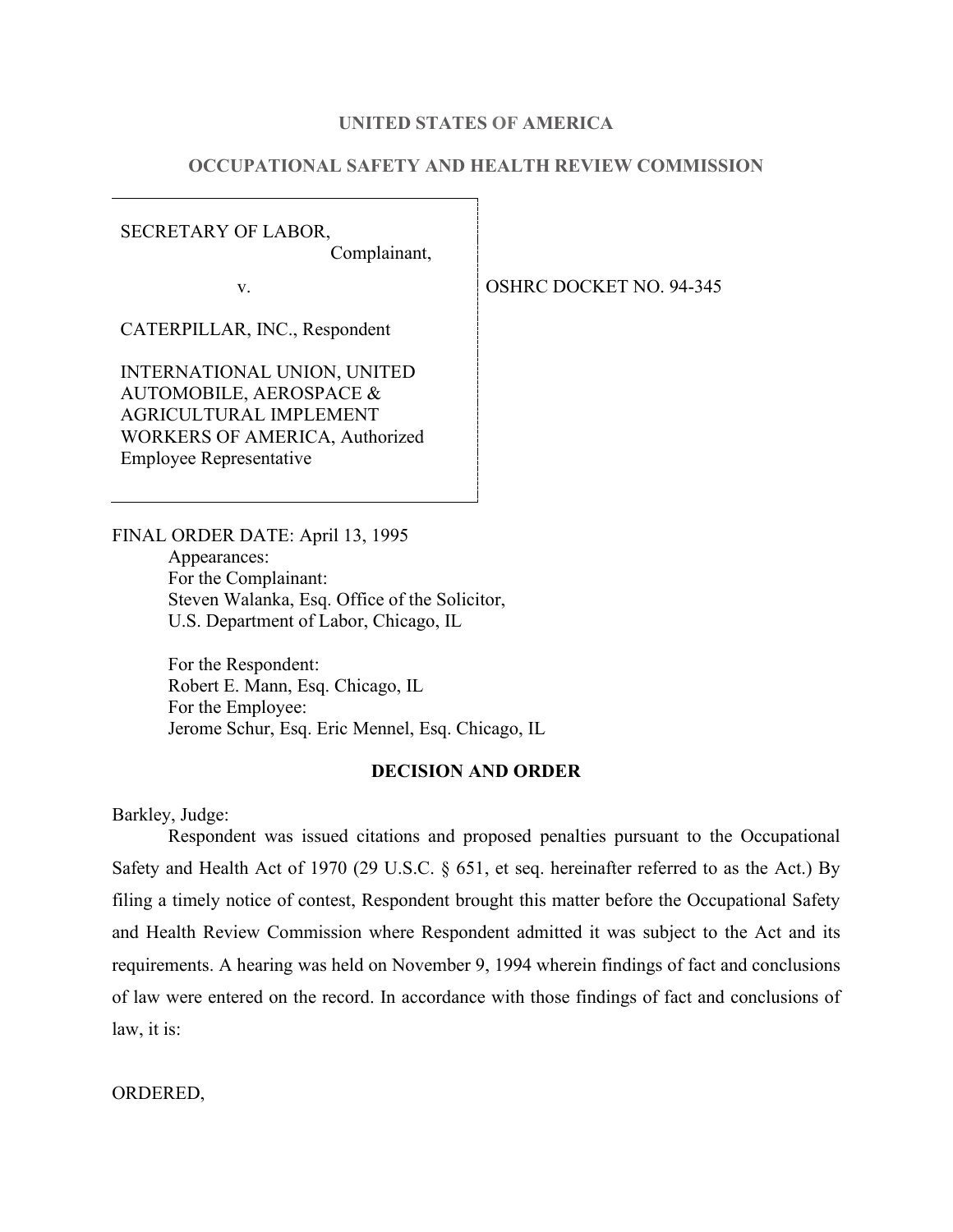**UNITED STATES OF AMERICA**

**OCCUPATIONAL SAFETY AND HEALTH REVIEW COMMISSION**

| | |
|---|---|
| SECRETARY OF LABOR, Complainant, | |
| v. | OSHRC DOCKET NO. 94-345 |
| CATERPILLAR, INC., Respondent | |
| INTERNATIONAL UNION, UNITED AUTOMOBILE, AEROSPACE & AGRICULTURAL IMPLEMENT WORKERS OF AMERICA, Authorized Employee Representative | |

FINAL ORDER DATE: April 13, 1995

Appearances:
For the Complainant:
Steven Walanka, Esq. Office of the Solicitor,
U.S. Department of Labor, Chicago, IL

For the Respondent:
Robert E. Mann, Esq. Chicago, IL
For the Employee:
Jerome Schur, Esq. Eric Mennel, Esq. Chicago, IL

**DECISION AND ORDER**

Barkley, Judge:

Respondent was issued citations and proposed penalties pursuant to the Occupational Safety and Health Act of 1970 (29 U.S.C. § 651, et seq. hereinafter referred to as the Act.) By filing a timely notice of contest, Respondent brought this matter before the Occupational Safety and Health Review Commission where Respondent admitted it was subject to the Act and its requirements. A hearing was held on November 9, 1994 wherein findings of fact and conclusions of law were entered on the record. In accordance with those findings of fact and conclusions of law, it is:

ORDERED,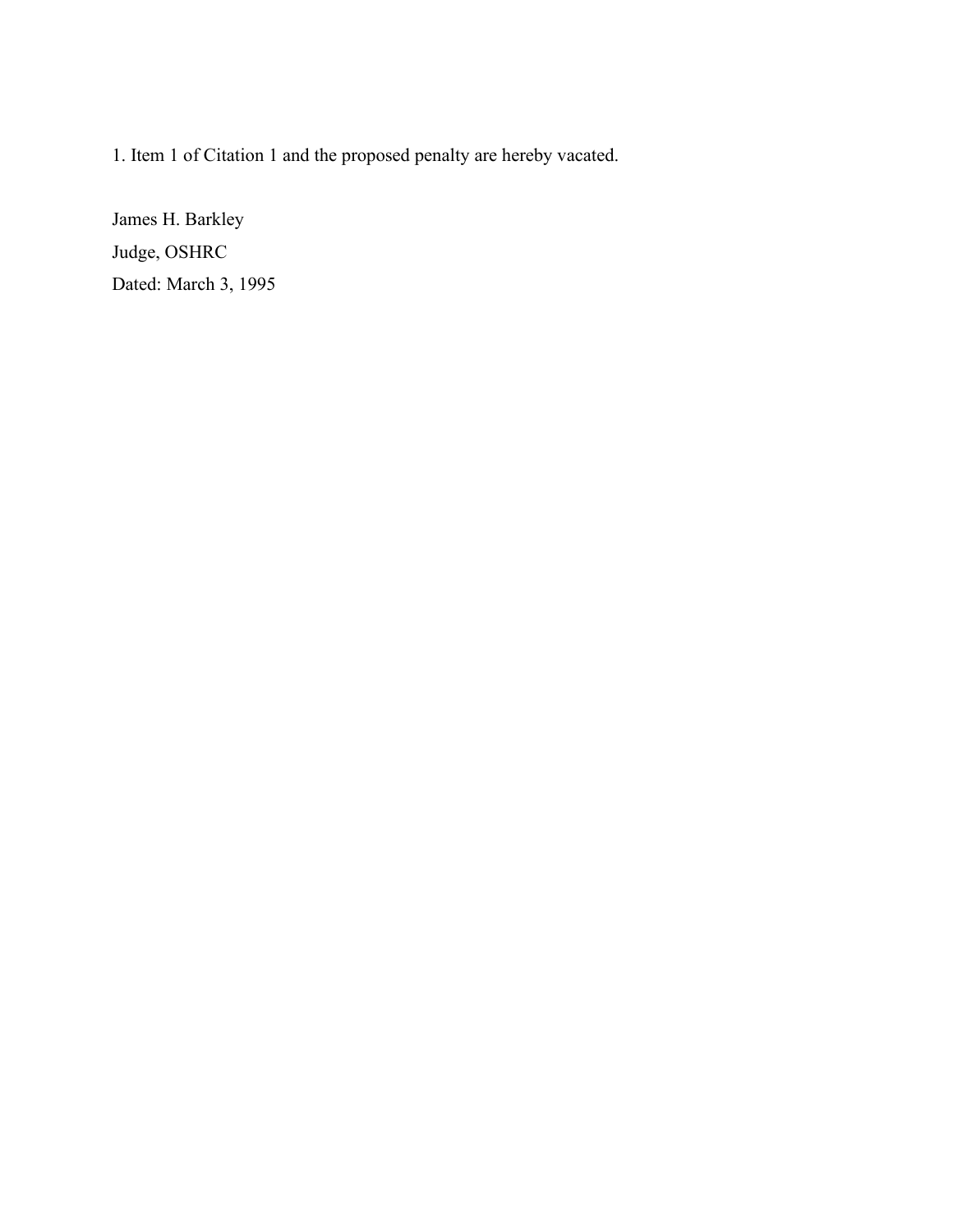1. Item 1 of Citation 1 and the proposed penalty are hereby vacated.

James H. Barkley

Judge, OSHRC

Dated: March 3, 1995